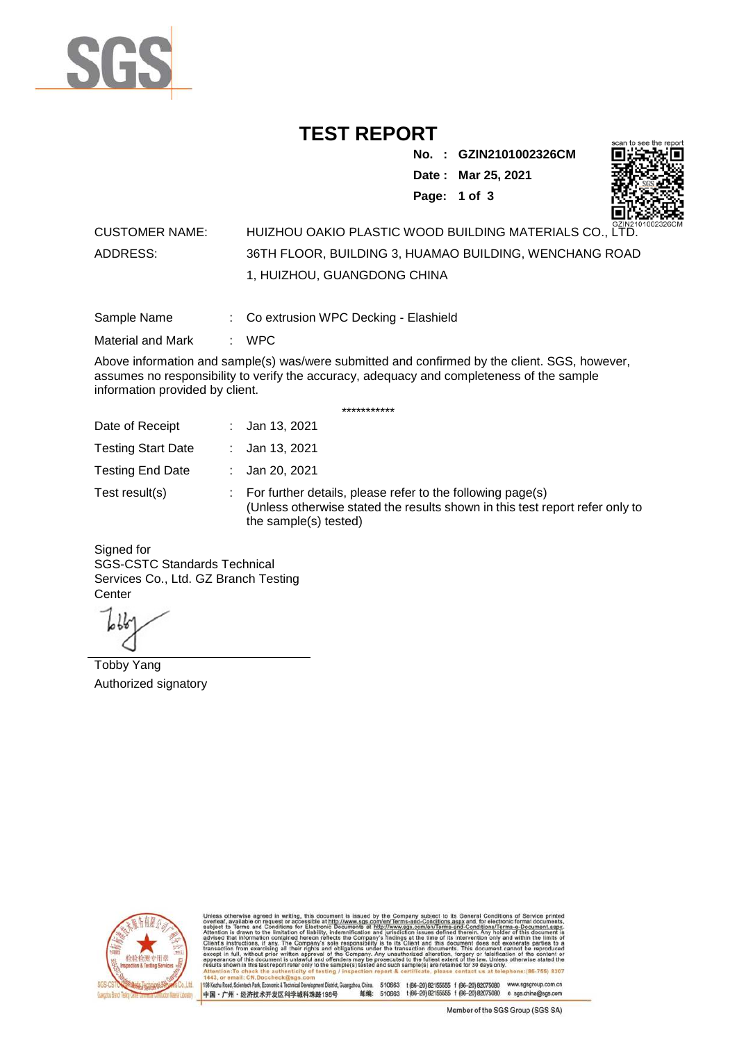# TEST REPORT

**No. : GZIN2101002326CM**
**Date : Mar 25, 2021**

| | |
|---|---|
| CUSTOMER NAME: | HUIZHOU OAKIO PLASTIC WOOD BUILDING MATERIALS CO., LTD. |
| ADDRESS: | 36TH FLOOR, BUILDING 3, HUAMAO BUILDING, WENCHANG ROAD 1, HUIZHOU, GUANGDONG CHINA |

Sample Name : Co extrusion WPC Decking - Elashield

Material and Mark : WPC

Above information and sample(s) was/were submitted and confirmed by the client. SGS, however, assumes no responsibility to verify the accuracy, adequacy and completeness of the sample information provided by client.

***********

Date of Receipt : Jan 13, 2021

Testing Start Date : Jan 13, 2021

Testing End Date : Jan 20, 2021

Test result(s) : For further details, please refer to the following page(s)
(Unless otherwise stated the results shown in this test report refer only to the sample(s) tested)

Signed for
SGS-CSTC Standards Technical Services Co., Ltd. GZ Branch Testing Center

Tobby Yang
Authorized signatory

Unless otherwise agreed in writing, this document is issued by the Company subject to its General Conditions of Service printed overleaf, available on request or accessible at http://www.sgs.com/en/Terms-and-Conditions.aspx and, for electronic format documents, subject to Terms and Conditions for Electronic Documents at http://www.sgs.com/en/Terms-and-Conditions/Terms-e-Document.aspx. Attention is drawn to the limitation of liability, indemnification and jurisdiction issues defined therein. Any holder of this document is advised that information contained hereon reflects the Company's findings at the time of its intervention only and within the limits of Client's instructions, if any. The Company's sole responsibility is to its Client and this document does not exonerate parties to a transaction from exercising all their rights and obligations under the transaction documents. This document cannot be reproduced except in full, without prior written approval of the Company. Any unauthorized alteration, forgery or falsification of the content or appearance of this document is unlawful and offenders may be prosecuted to the fullest extent of the law. Unless otherwise stated the results shown in this test report refer only to the sample(s) tested and such sample(s) are retained for 30 days only.
Attention: To check the authenticity of testing / inspection report & certificate, please contact us at telephone: (86-755) 8307 1443, or email: CN.Doccheck@sgs.com

198 Kezhu Road, Scientech Park, Economic & Technical Development District, Guangzhou, China. 510663 t (86-20) 82155555 f (86-20) 82075080 www.sgsgroup.com.cn
中国・广州・经济技术开发区科学城科珠路198号 邮编: 510663 t (86-20) 82155555 f (86-20) 82075080 e sgs.china@sgs.com

Member of the SGS Group (SGS SA)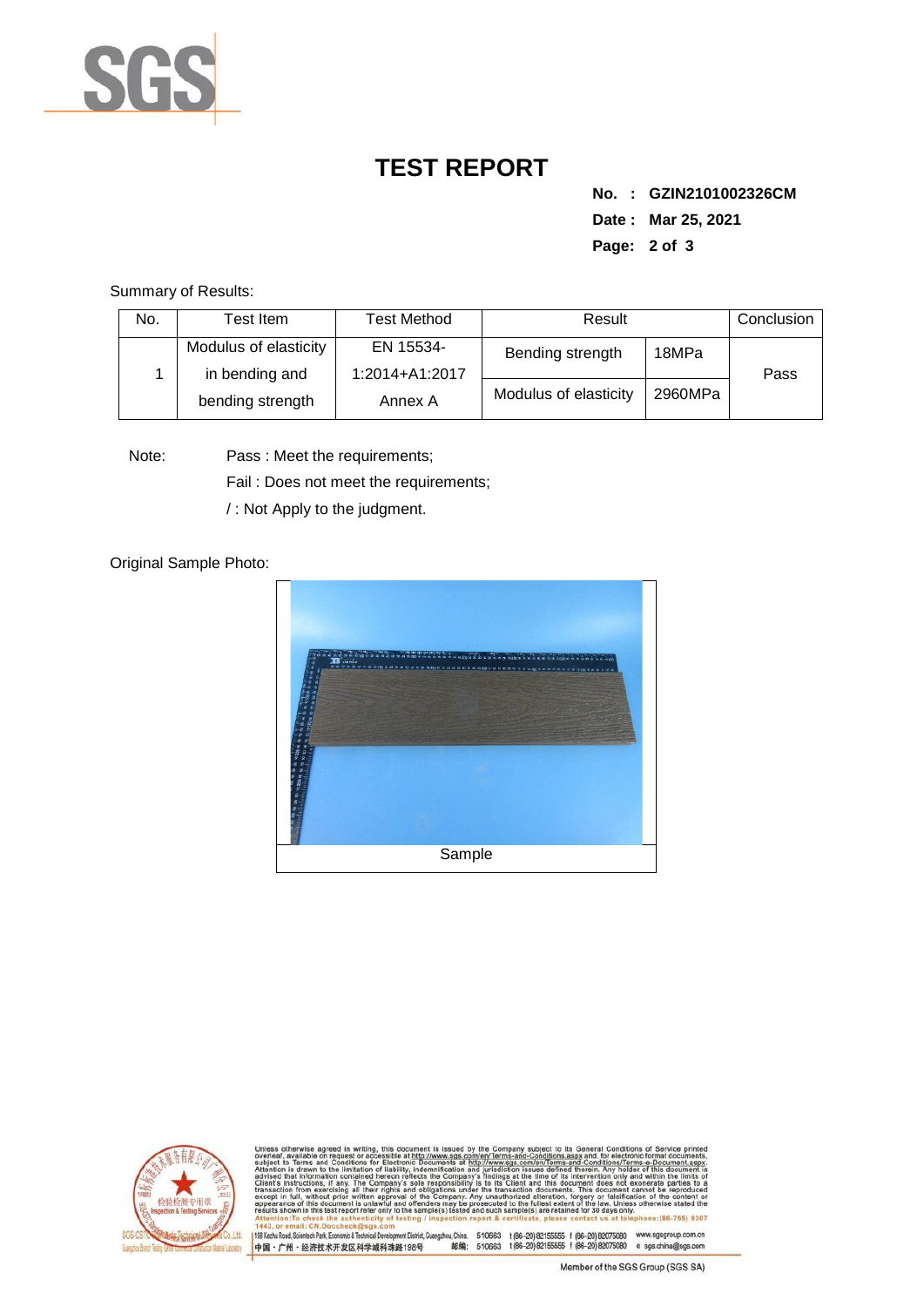# TEST REPORT

**No. : GZIN2101002326CM**
**Date : Mar 25, 2021**

Summary of Results:

| No. | Test Item | Test Method | Result | | Conclusion |
|---|---|---|---|---|---|
| 1 | Modulus of elasticity in bending and bending strength | EN 15534-1:2014+A1:2017 Annex A | Bending strength | 18MPa | Pass |
| | | | Modulus of elasticity | 2960MPa | |

Note: Pass : Meet the requirements;
Fail : Does not meet the requirements;
/ : Not Apply to the judgment.

Original Sample Photo:

Sample

Unless otherwise agreed in writing, this document is issued by the Company subject to its General Conditions of Service printed overleaf, available on request or accessible at http://www.sgs.com/en/Terms-and-Conditions.aspx and, for electronic format documents, subject to Terms and Conditions for Electronic Documents at http://www.sgs.com/en/Terms-and-Conditions/Terms-e-Document.aspx. Attention is drawn to the limitation of liability, indemnification and jurisdiction issues defined therein. Any holder of this document is advised that information contained hereon reflects the Company's findings at the time of its intervention only and within the limits of Client's instructions, if any. The Company's sole responsibility is to its Client and this document does not exonerate parties to a transaction from exercising all their rights and obligations under the transaction documents. This document cannot be reproduced except in full, without prior written approval of the Company. Any unauthorized alteration, forgery or falsification of the content or appearance of this document is unlawful and offenders may be prosecuted to the fullest extent of the law. Unless otherwise stated the results shown in this test report refer only to the sample(s) tested and such sample(s) are retained for 30 days only.
Attention:To check the authenticity of testing / inspection report & certificate, please contact us at telephone:(86-755) 8307 1443, or email: CN.Doccheck@sgs.com

198 Kezhu Road, Scientech Park, Economic & Technical Development District, Guangzhou, China. 510663 t (86-20) 82155555 f (86-20) 82075080 www.sgsgroup.com.cn
中国・广州・经济技术开发区科学城科珠路198号 邮编: 510663 t (86-20) 82155555 f (86-20) 82075080 e sgs.china@sgs.com

Member of the SGS Group (SGS SA)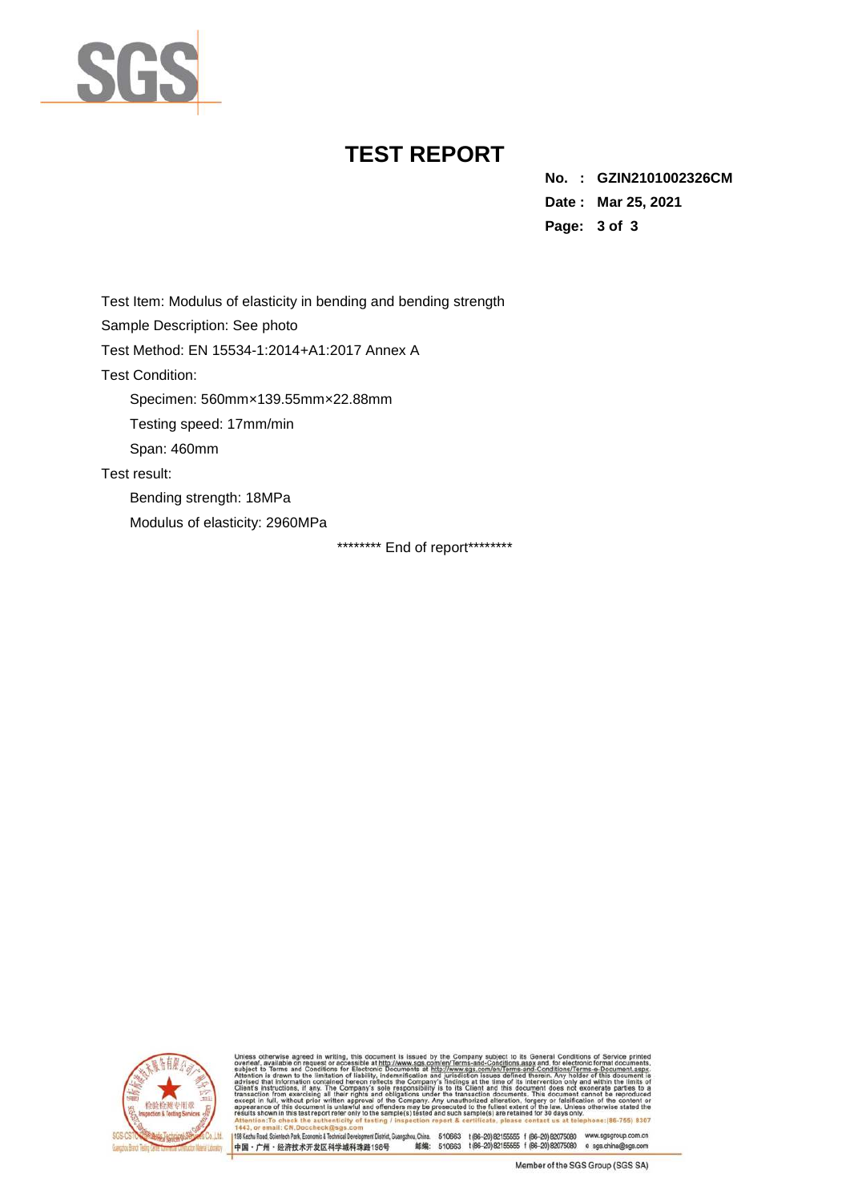# TEST REPORT

**No. : GZIN2101002326CM**
**Date : Mar 25, 2021**

Test Item: Modulus of elasticity in bending and bending strength

Sample Description: See photo

Test Method: EN 15534-1:2014+A1:2017 Annex A

Test Condition:

Specimen: 560mm×139.55mm×22.88mm

Testing speed: 17mm/min

Span: 460mm

Test result:

Bending strength: 18MPa

Modulus of elasticity: 2960MPa

******** End of report********